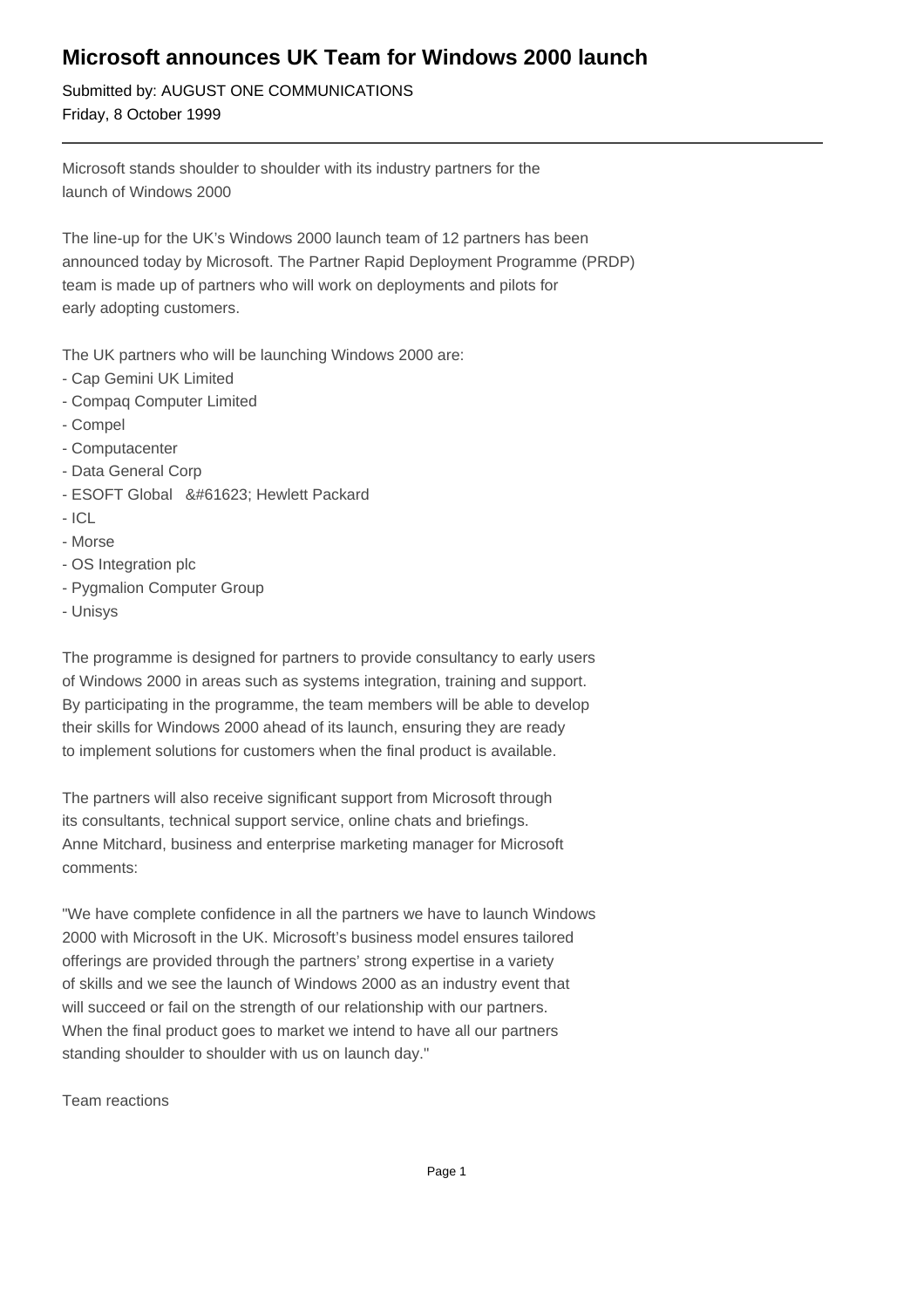# Microsoft announces UK Team for Windows 2000 launch

Submitted by: AUGUST ONE COMMUNICATIONS
Friday, 8 October 1999

---

Microsoft stands shoulder to shoulder with its industry partners for the launch of Windows 2000

The line-up for the UK's Windows 2000 launch team of 12 partners has been announced today by Microsoft. The Partner Rapid Deployment Programme (PRDP) team is made up of partners who will work on deployments and pilots for early adopting customers.

The UK partners who will be launching Windows 2000 are:
- Cap Gemini UK Limited
- Compaq Computer Limited
- Compel
- Computacenter
- Data General Corp
- ESOFT Global &#61623; Hewlett Packard
- ICL
- Morse
- OS Integration plc
- Pygmalion Computer Group
- Unisys

The programme is designed for partners to provide consultancy to early users of Windows 2000 in areas such as systems integration, training and support. By participating in the programme, the team members will be able to develop their skills for Windows 2000 ahead of its launch, ensuring they are ready to implement solutions for customers when the final product is available.

The partners will also receive significant support from Microsoft through its consultants, technical support service, online chats and briefings. Anne Mitchard, business and enterprise marketing manager for Microsoft comments:

"We have complete confidence in all the partners we have to launch Windows 2000 with Microsoft in the UK. Microsoft's business model ensures tailored offerings are provided through the partners' strong expertise in a variety of skills and we see the launch of Windows 2000 as an industry event that will succeed or fail on the strength of our relationship with our partners. When the final product goes to market we intend to have all our partners standing shoulder to shoulder with us on launch day."

Team reactions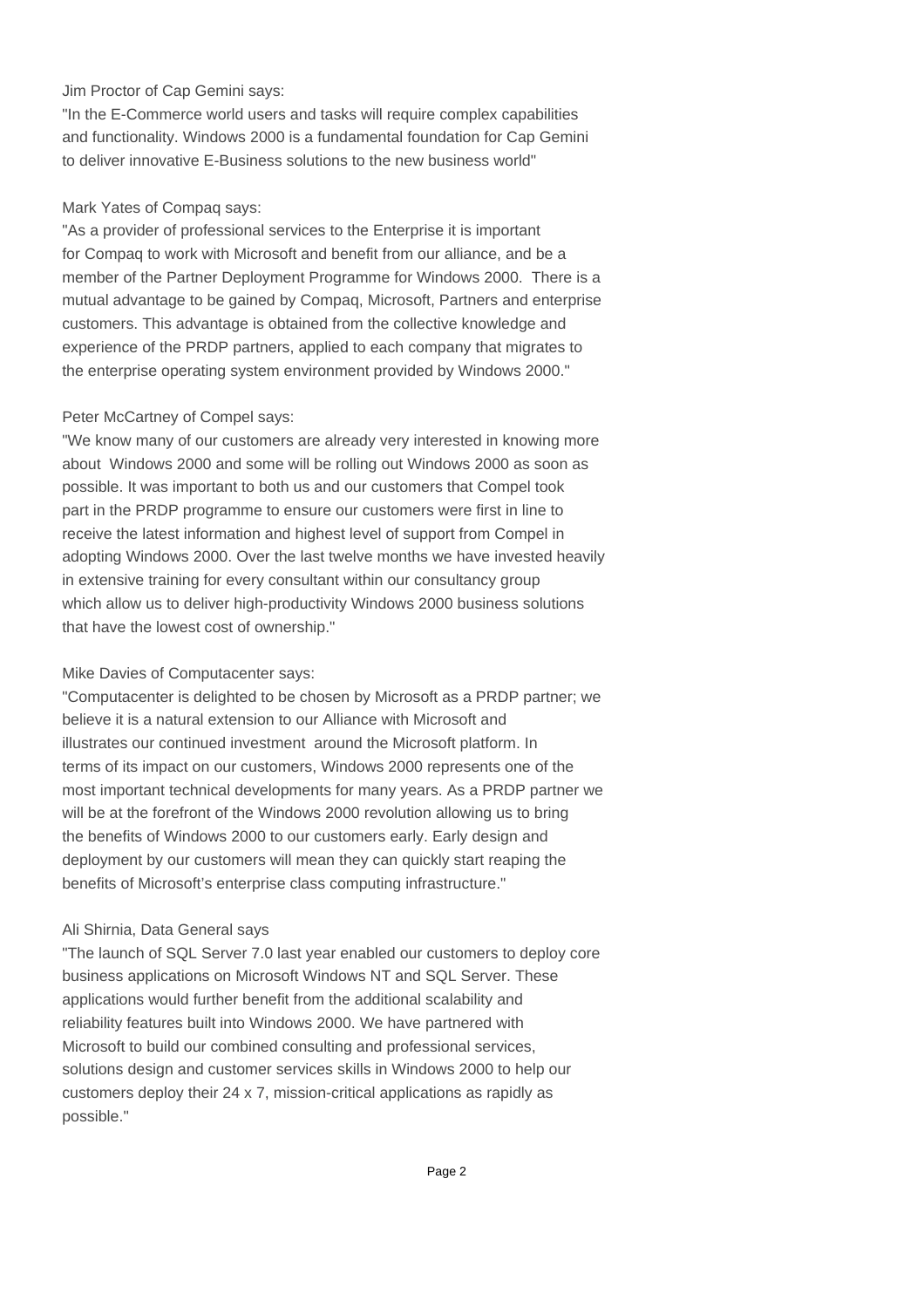Jim Proctor of Cap Gemini says:

"In the E-Commerce world users and tasks will require complex capabilities and functionality. Windows 2000 is a fundamental foundation for Cap Gemini to deliver innovative E-Business solutions to the new business world"

Mark Yates of Compaq says:

"As a provider of professional services to the Enterprise it is important for Compaq to work with Microsoft and benefit from our alliance, and be a member of the Partner Deployment Programme for Windows 2000. There is a mutual advantage to be gained by Compaq, Microsoft, Partners and enterprise customers. This advantage is obtained from the collective knowledge and experience of the PRDP partners, applied to each company that migrates to the enterprise operating system environment provided by Windows 2000."

Peter McCartney of Compel says:

"We know many of our customers are already very interested in knowing more about Windows 2000 and some will be rolling out Windows 2000 as soon as possible. It was important to both us and our customers that Compel took part in the PRDP programme to ensure our customers were first in line to receive the latest information and highest level of support from Compel in adopting Windows 2000. Over the last twelve months we have invested heavily in extensive training for every consultant within our consultancy group which allow us to deliver high-productivity Windows 2000 business solutions that have the lowest cost of ownership."

Mike Davies of Computacenter says:

"Computacenter is delighted to be chosen by Microsoft as a PRDP partner; we believe it is a natural extension to our Alliance with Microsoft and illustrates our continued investment around the Microsoft platform. In terms of its impact on our customers, Windows 2000 represents one of the most important technical developments for many years. As a PRDP partner we will be at the forefront of the Windows 2000 revolution allowing us to bring the benefits of Windows 2000 to our customers early. Early design and deployment by our customers will mean they can quickly start reaping the benefits of Microsoft's enterprise class computing infrastructure."

Ali Shirnia, Data General says

"The launch of SQL Server 7.0 last year enabled our customers to deploy core business applications on Microsoft Windows NT and SQL Server. These applications would further benefit from the additional scalability and reliability features built into Windows 2000. We have partnered with Microsoft to build our combined consulting and professional services, solutions design and customer services skills in Windows 2000 to help our customers deploy their 24 x 7, mission-critical applications as rapidly as possible."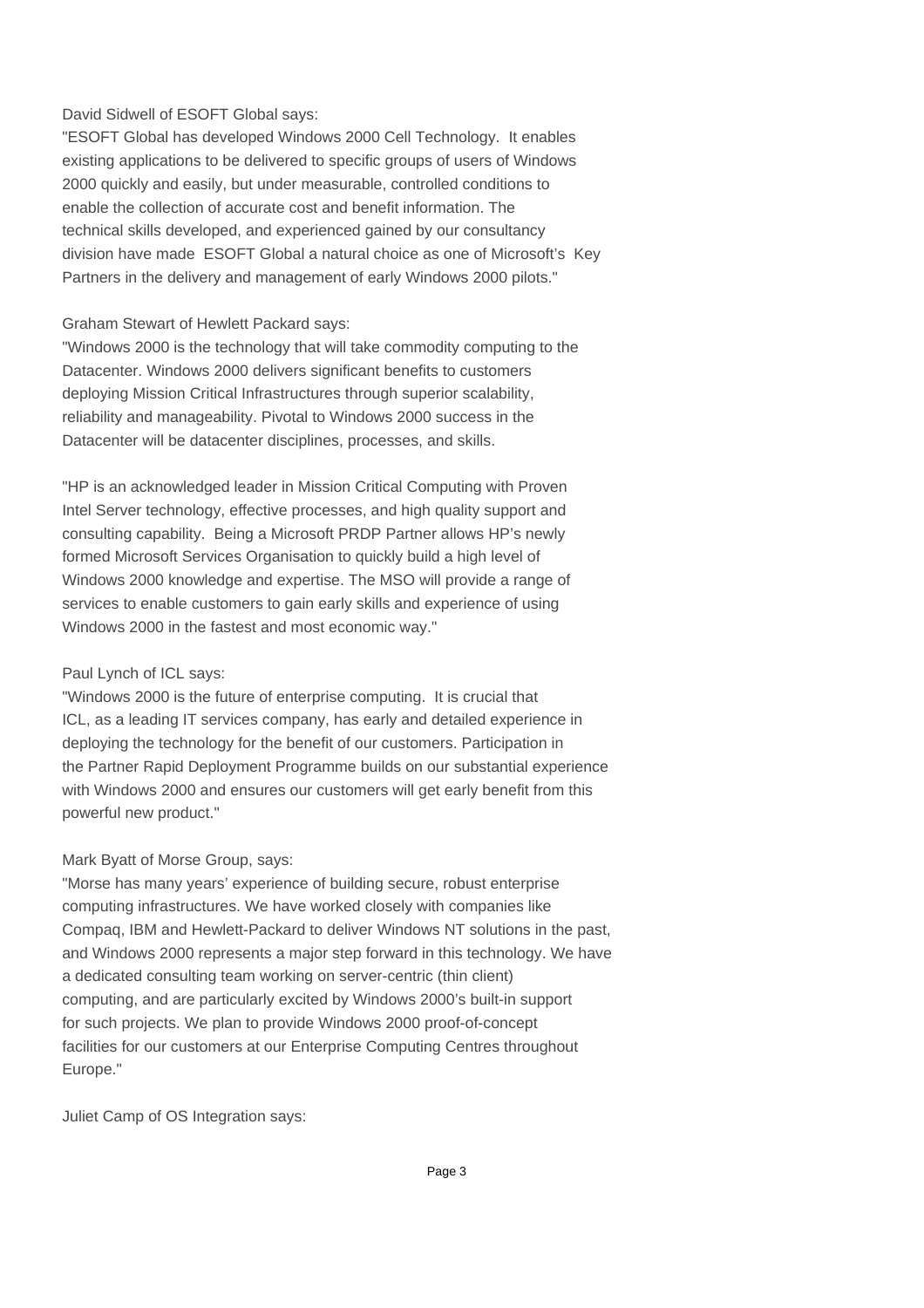David Sidwell of ESOFT Global says:
"ESOFT Global has developed Windows 2000 Cell Technology. It enables existing applications to be delivered to specific groups of users of Windows 2000 quickly and easily, but under measurable, controlled conditions to enable the collection of accurate cost and benefit information. The technical skills developed, and experienced gained by our consultancy division have made ESOFT Global a natural choice as one of Microsoft's Key Partners in the delivery and management of early Windows 2000 pilots."

Graham Stewart of Hewlett Packard says:
"Windows 2000 is the technology that will take commodity computing to the Datacenter. Windows 2000 delivers significant benefits to customers deploying Mission Critical Infrastructures through superior scalability, reliability and manageability. Pivotal to Windows 2000 success in the Datacenter will be datacenter disciplines, processes, and skills.

"HP is an acknowledged leader in Mission Critical Computing with Proven Intel Server technology, effective processes, and high quality support and consulting capability. Being a Microsoft PRDP Partner allows HP's newly formed Microsoft Services Organisation to quickly build a high level of Windows 2000 knowledge and expertise. The MSO will provide a range of services to enable customers to gain early skills and experience of using Windows 2000 in the fastest and most economic way."

Paul Lynch of ICL says:
"Windows 2000 is the future of enterprise computing. It is crucial that ICL, as a leading IT services company, has early and detailed experience in deploying the technology for the benefit of our customers. Participation in the Partner Rapid Deployment Programme builds on our substantial experience with Windows 2000 and ensures our customers will get early benefit from this powerful new product."

Mark Byatt of Morse Group, says:
"Morse has many years' experience of building secure, robust enterprise computing infrastructures. We have worked closely with companies like Compaq, IBM and Hewlett-Packard to deliver Windows NT solutions in the past, and Windows 2000 represents a major step forward in this technology. We have a dedicated consulting team working on server-centric (thin client) computing, and are particularly excited by Windows 2000's built-in support for such projects. We plan to provide Windows 2000 proof-of-concept facilities for our customers at our Enterprise Computing Centres throughout Europe."

Juliet Camp of OS Integration says: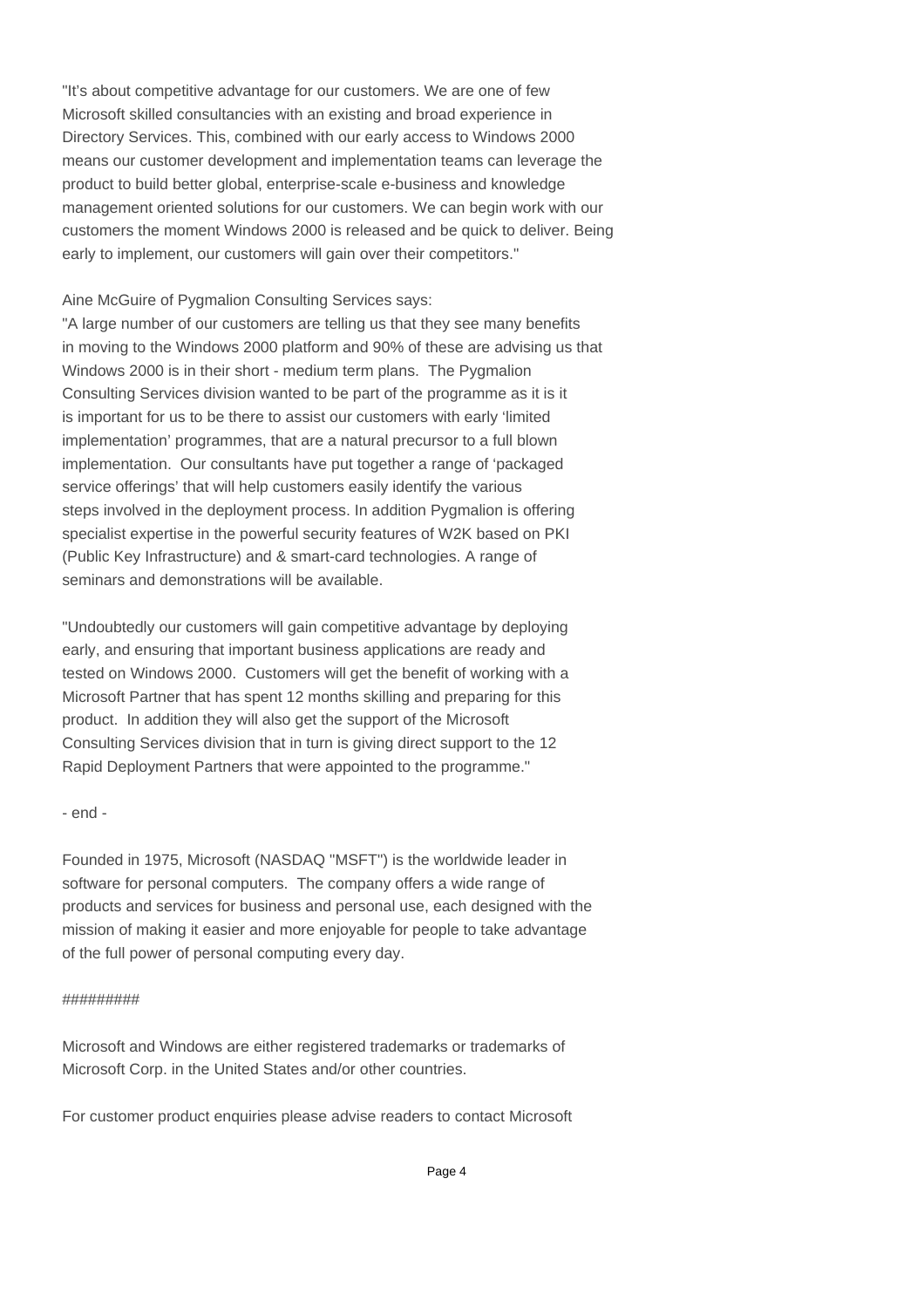"It's about competitive advantage for our customers. We are one of few Microsoft skilled consultancies with an existing and broad experience in Directory Services. This, combined with our early access to Windows 2000 means our customer development and implementation teams can leverage the product to build better global, enterprise-scale e-business and knowledge management oriented solutions for our customers. We can begin work with our customers the moment Windows 2000 is released and be quick to deliver. Being early to implement, our customers will gain over their competitors."

Aine McGuire of Pygmalion Consulting Services says:

"A large number of our customers are telling us that they see many benefits in moving to the Windows 2000 platform and 90% of these are advising us that Windows 2000 is in their short - medium term plans. The Pygmalion Consulting Services division wanted to be part of the programme as it is it is important for us to be there to assist our customers with early 'limited implementation' programmes, that are a natural precursor to a full blown implementation. Our consultants have put together a range of 'packaged service offerings' that will help customers easily identify the various steps involved in the deployment process. In addition Pygmalion is offering specialist expertise in the powerful security features of W2K based on PKI (Public Key Infrastructure) and & smart-card technologies. A range of seminars and demonstrations will be available.

"Undoubtedly our customers will gain competitive advantage by deploying early, and ensuring that important business applications are ready and tested on Windows 2000. Customers will get the benefit of working with a Microsoft Partner that has spent 12 months skilling and preparing for this product. In addition they will also get the support of the Microsoft Consulting Services division that in turn is giving direct support to the 12 Rapid Deployment Partners that were appointed to the programme."

- end -

Founded in 1975, Microsoft (NASDAQ "MSFT") is the worldwide leader in software for personal computers. The company offers a wide range of products and services for business and personal use, each designed with the mission of making it easier and more enjoyable for people to take advantage of the full power of personal computing every day.

#########

Microsoft and Windows are either registered trademarks or trademarks of Microsoft Corp. in the United States and/or other countries.

For customer product enquiries please advise readers to contact Microsoft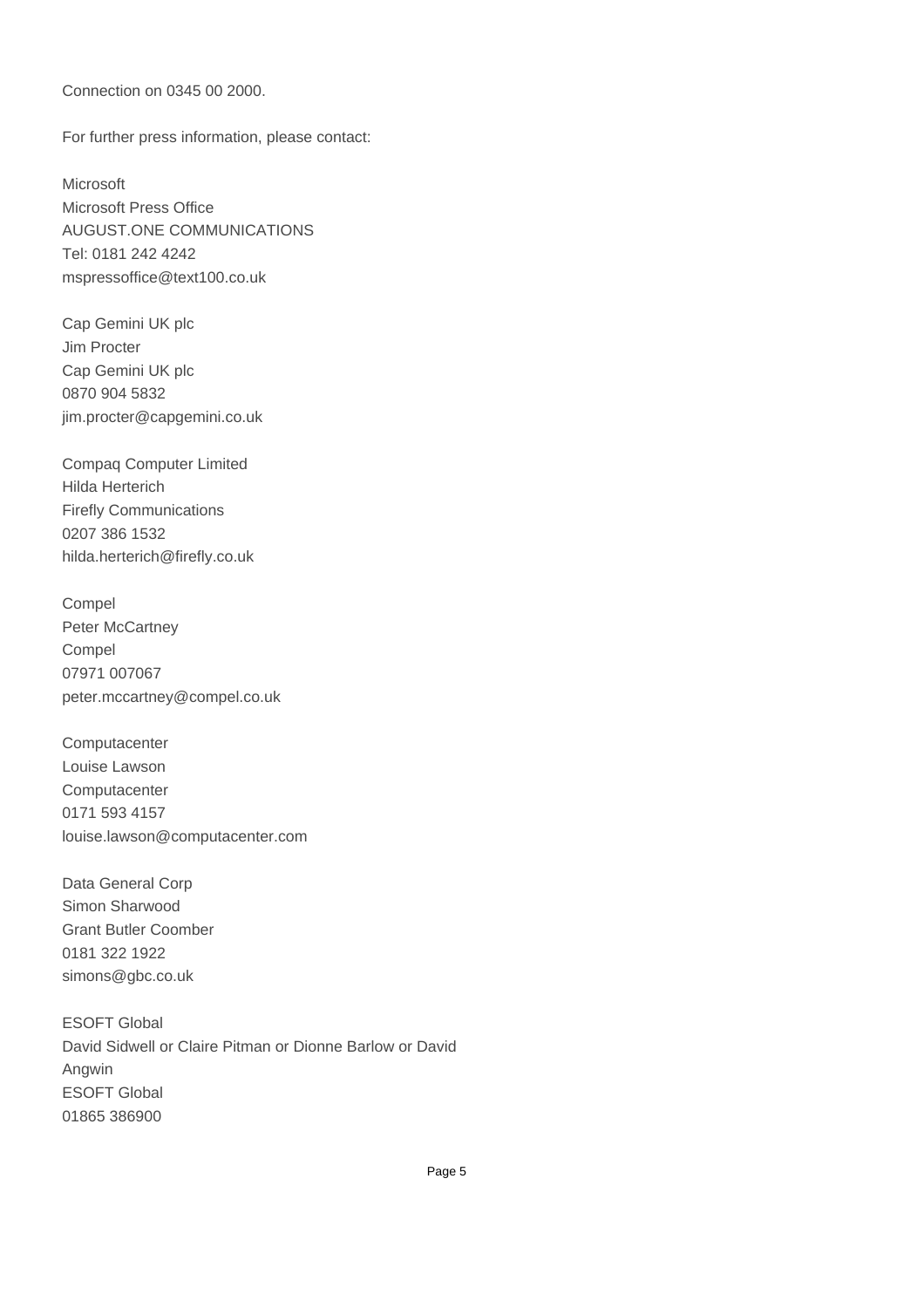Connection on 0345 00 2000.

For further press information, please contact:

Microsoft
Microsoft Press Office
AUGUST.ONE COMMUNICATIONS
Tel: 0181 242 4242
mspressoffice@text100.co.uk

Cap Gemini UK plc
Jim Procter
Cap Gemini UK plc
0870 904 5832
jim.procter@capgemini.co.uk

Compaq Computer Limited
Hilda Herterich
Firefly Communications
0207 386 1532
hilda.herterich@firefly.co.uk

Compel
Peter McCartney
Compel
07971 007067
peter.mccartney@compel.co.uk

Computacenter
Louise Lawson
Computacenter
0171 593 4157
louise.lawson@computacenter.com

Data General Corp
Simon Sharwood
Grant Butler Coomber
0181 322 1922
simons@gbc.co.uk

ESOFT Global
David Sidwell or Claire Pitman or Dionne Barlow or David Angwin
ESOFT Global
01865 386900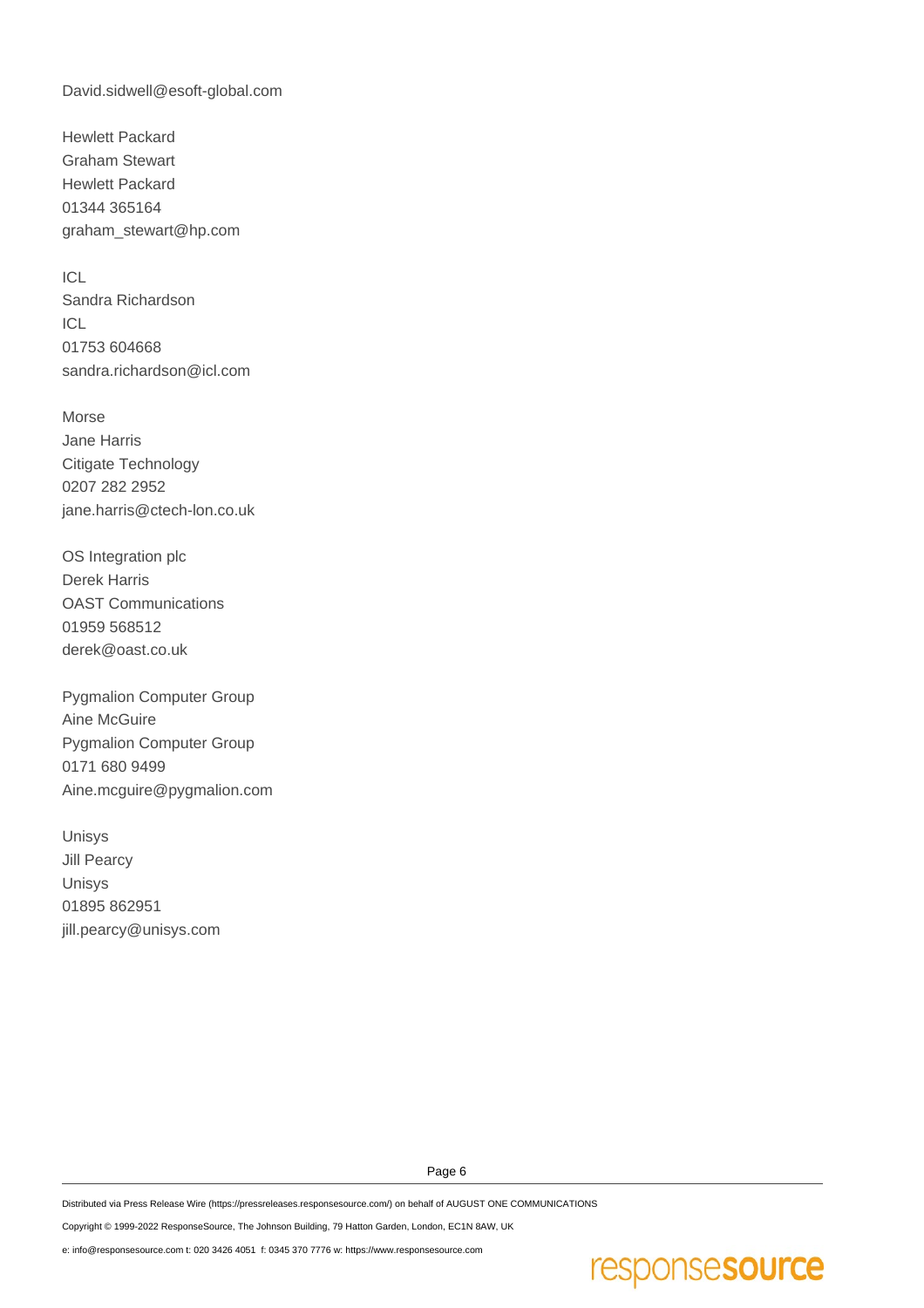David.sidwell@esoft-global.com

Hewlett Packard
Graham Stewart
Hewlett Packard
01344 365164
graham_stewart@hp.com

ICL
Sandra Richardson
ICL
01753 604668
sandra.richardson@icl.com

Morse
Jane Harris
Citigate Technology
0207 282 2952
jane.harris@ctech-lon.co.uk

OS Integration plc
Derek Harris
OAST Communications
01959 568512
derek@oast.co.uk

Pygmalion Computer Group
Aine McGuire
Pygmalion Computer Group
0171 680 9499
Aine.mcguire@pygmalion.com

Unisys
Jill Pearcy
Unisys
01895 862951
jill.pearcy@unisys.com